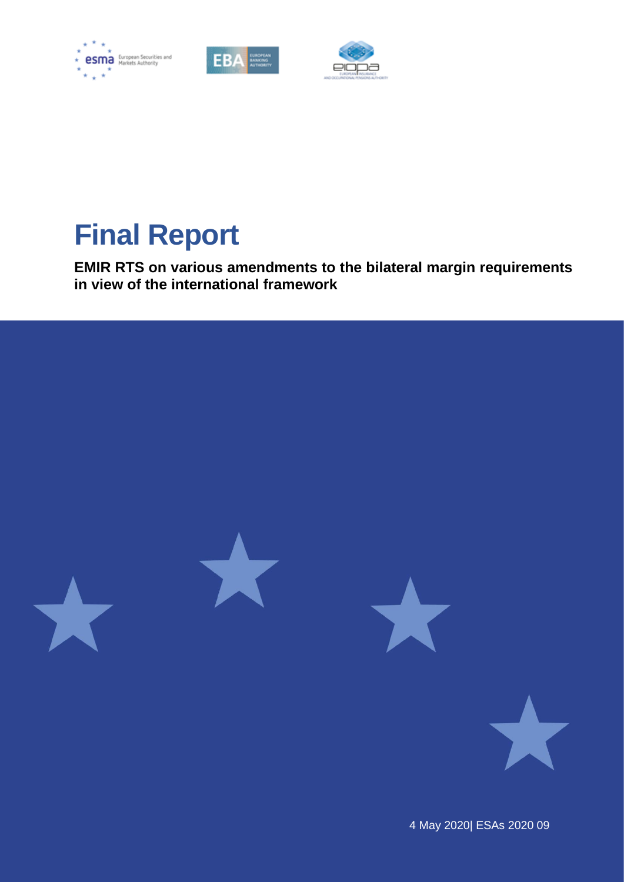# Final Report

**EMIR RTS on various amendments to the bilateral margin requirements in view of the international framework**

4 May 2020| ESAs 2020 09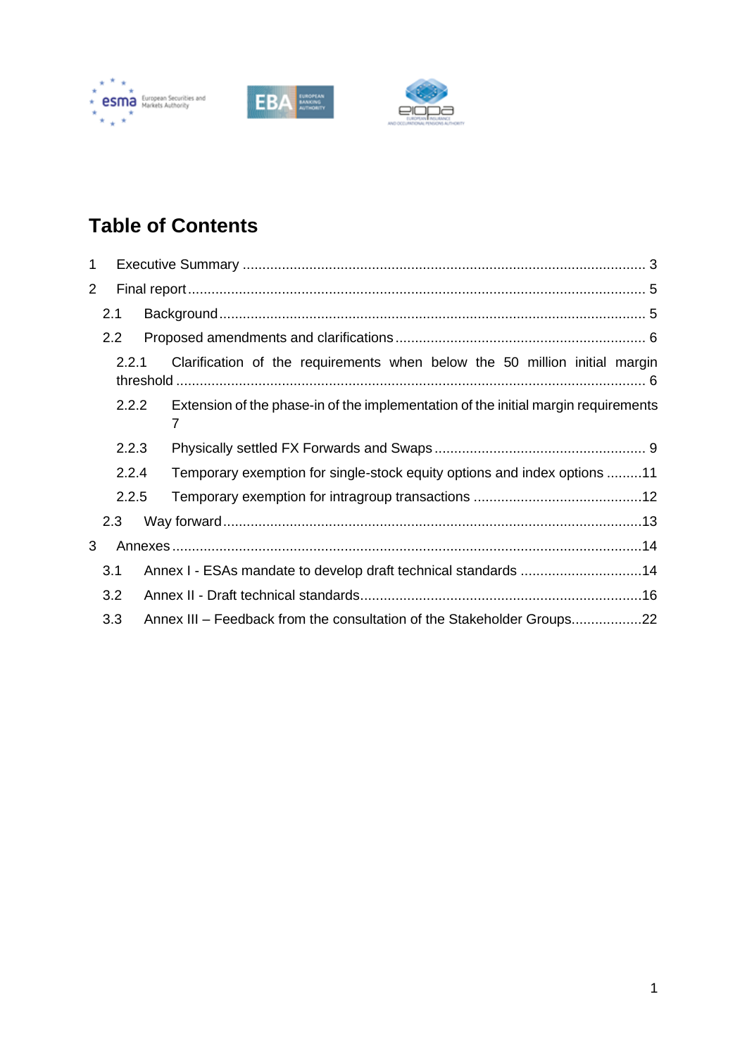# Table of Contents

1 Executive Summary ..................................................................................................... 3

2 Final report ................................................................................................................... 5

2.1 Background ............................................................................................................ 5

2.2 Proposed amendments and clarifications ............................................................... 6

2.2.1 Clarification of the requirements when below the 50 million initial margin threshold ....................................................................................................................... 6

2.2.2 Extension of the phase-in of the implementation of the initial margin requirements 7

2.2.3 Physically settled FX Forwards and Swaps ..................................................... 9

2.2.4 Temporary exemption for single-stock equity options and index options .........11

2.2.5 Temporary exemption for intragroup transactions ...........................................12

2.3 Way forward ..........................................................................................................13

3 Annexes .......................................................................................................................14

3.1 Annex I - ESAs mandate to develop draft technical standards ...............................14

3.2 Annex II - Draft technical standards........................................................................16

3.3 Annex III – Feedback from the consultation of the Stakeholder Groups..................22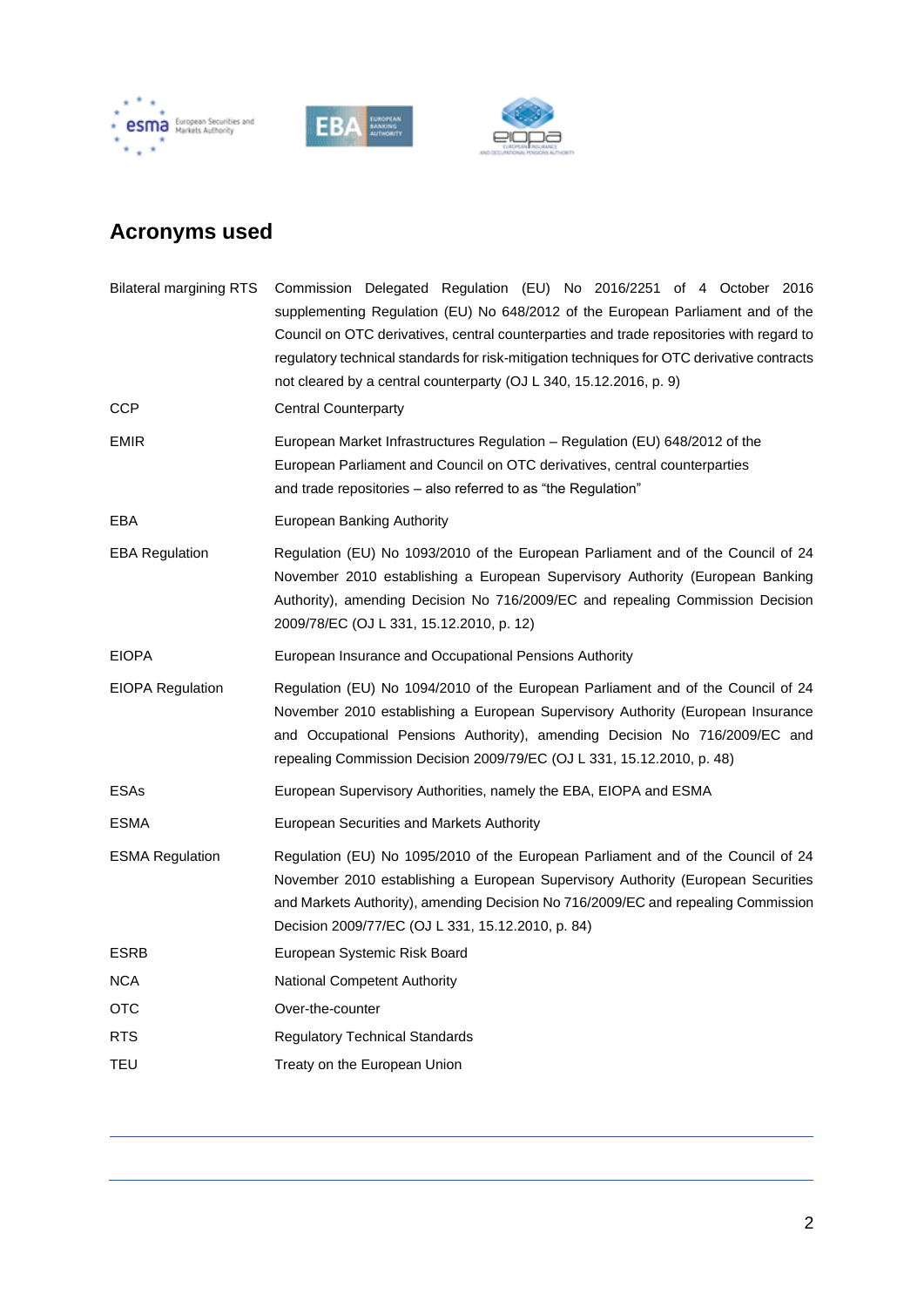## Acronyms used

| | |
|---|---|
| Bilateral margining RTS | Commission Delegated Regulation (EU) No 2016/2251 of 4 October 2016 supplementing Regulation (EU) No 648/2012 of the European Parliament and of the Council on OTC derivatives, central counterparties and trade repositories with regard to regulatory technical standards for risk-mitigation techniques for OTC derivative contracts not cleared by a central counterparty (OJ L 340, 15.12.2016, p. 9) |
| CCP | Central Counterparty |
| EMIR | European Market Infrastructures Regulation – Regulation (EU) 648/2012 of the European Parliament and Council on OTC derivatives, central counterparties and trade repositories – also referred to as "the Regulation" |
| EBA | European Banking Authority |
| EBA Regulation | Regulation (EU) No 1093/2010 of the European Parliament and of the Council of 24 November 2010 establishing a European Supervisory Authority (European Banking Authority), amending Decision No 716/2009/EC and repealing Commission Decision 2009/78/EC (OJ L 331, 15.12.2010, p. 12) |
| EIOPA | European Insurance and Occupational Pensions Authority |
| EIOPA Regulation | Regulation (EU) No 1094/2010 of the European Parliament and of the Council of 24 November 2010 establishing a European Supervisory Authority (European Insurance and Occupational Pensions Authority), amending Decision No 716/2009/EC and repealing Commission Decision 2009/79/EC (OJ L 331, 15.12.2010, p. 48) |
| ESAs | European Supervisory Authorities, namely the EBA, EIOPA and ESMA |
| ESMA | European Securities and Markets Authority |
| ESMA Regulation | Regulation (EU) No 1095/2010 of the European Parliament and of the Council of 24 November 2010 establishing a European Supervisory Authority (European Securities and Markets Authority), amending Decision No 716/2009/EC and repealing Commission Decision 2009/77/EC (OJ L 331, 15.12.2010, p. 84) |
| ESRB | European Systemic Risk Board |
| NCA | National Competent Authority |
| OTC | Over-the-counter |
| RTS | Regulatory Technical Standards |
| TEU | Treaty on the European Union |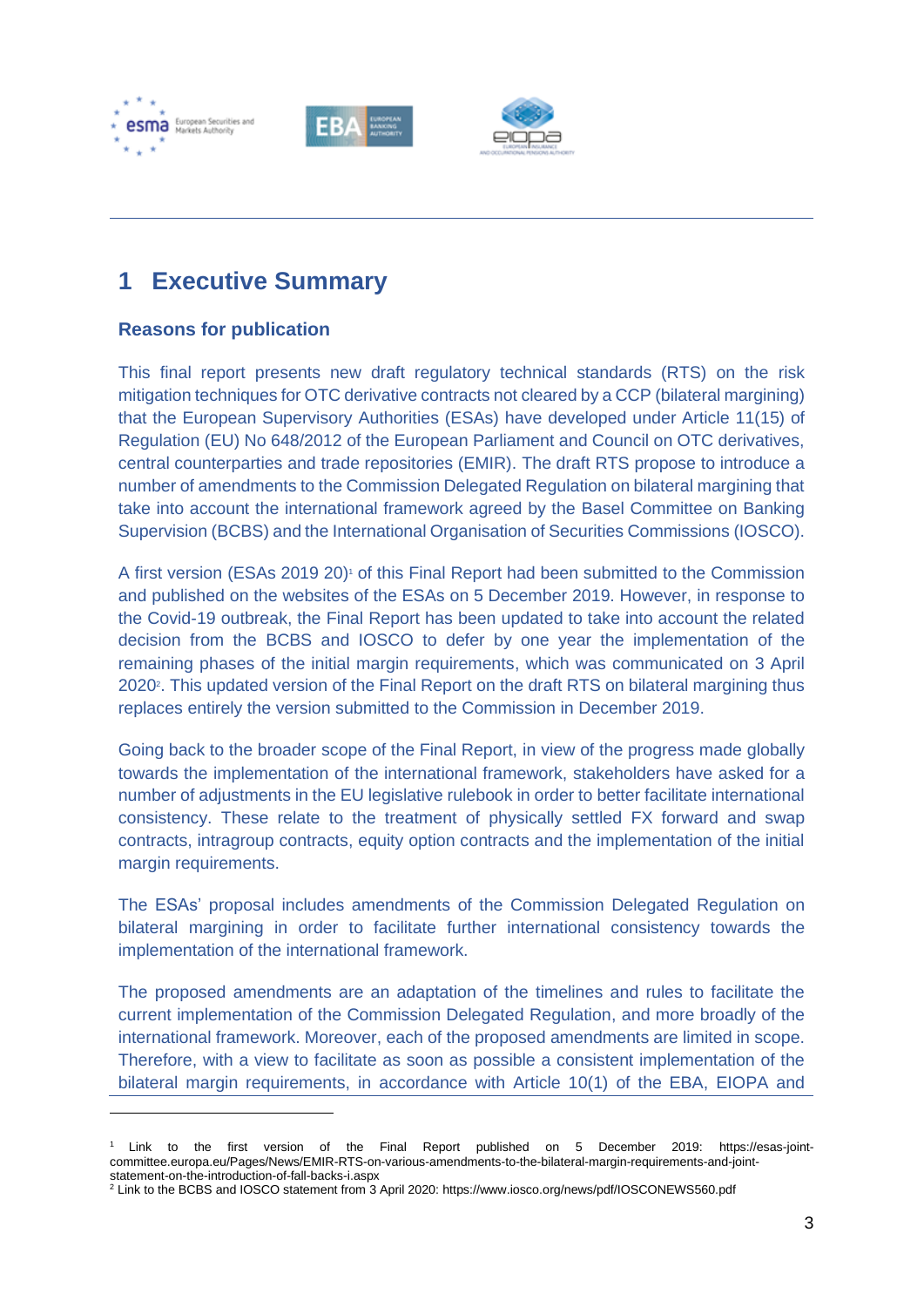# 1 Executive Summary

### Reasons for publication

This final report presents new draft regulatory technical standards (RTS) on the risk mitigation techniques for OTC derivative contracts not cleared by a CCP (bilateral margining) that the European Supervisory Authorities (ESAs) have developed under Article 11(15) of Regulation (EU) No 648/2012 of the European Parliament and Council on OTC derivatives, central counterparties and trade repositories (EMIR). The draft RTS propose to introduce a number of amendments to the Commission Delegated Regulation on bilateral margining that take into account the international framework agreed by the Basel Committee on Banking Supervision (BCBS) and the International Organisation of Securities Commissions (IOSCO).

A first version (ESAs 2019 20)[1] of this Final Report had been submitted to the Commission and published on the websites of the ESAs on 5 December 2019. However, in response to the Covid-19 outbreak, the Final Report has been updated to take into account the related decision from the BCBS and IOSCO to defer by one year the implementation of the remaining phases of the initial margin requirements, which was communicated on 3 April 2020[2]. This updated version of the Final Report on the draft RTS on bilateral margining thus replaces entirely the version submitted to the Commission in December 2019.

Going back to the broader scope of the Final Report, in view of the progress made globally towards the implementation of the international framework, stakeholders have asked for a number of adjustments in the EU legislative rulebook in order to better facilitate international consistency. These relate to the treatment of physically settled FX forward and swap contracts, intragroup contracts, equity option contracts and the implementation of the initial margin requirements.

The ESAs' proposal includes amendments of the Commission Delegated Regulation on bilateral margining in order to facilitate further international consistency towards the implementation of the international framework.

The proposed amendments are an adaptation of the timelines and rules to facilitate the current implementation of the Commission Delegated Regulation, and more broadly of the international framework. Moreover, each of the proposed amendments are limited in scope. Therefore, with a view to facilitate as soon as possible a consistent implementation of the bilateral margin requirements, in accordance with Article 10(1) of the EBA, EIOPA and

---

[1] Link to the first version of the Final Report published on 5 December 2019: https://esas-joint-committee.europa.eu/Pages/News/EMIR-RTS-on-various-amendments-to-the-bilateral-margin-requirements-and-joint-statement-on-the-introduction-of-fall-backs-i.aspx

[2] Link to the BCBS and IOSCO statement from 3 April 2020: https://www.iosco.org/news/pdf/IOSCONEWS560.pdf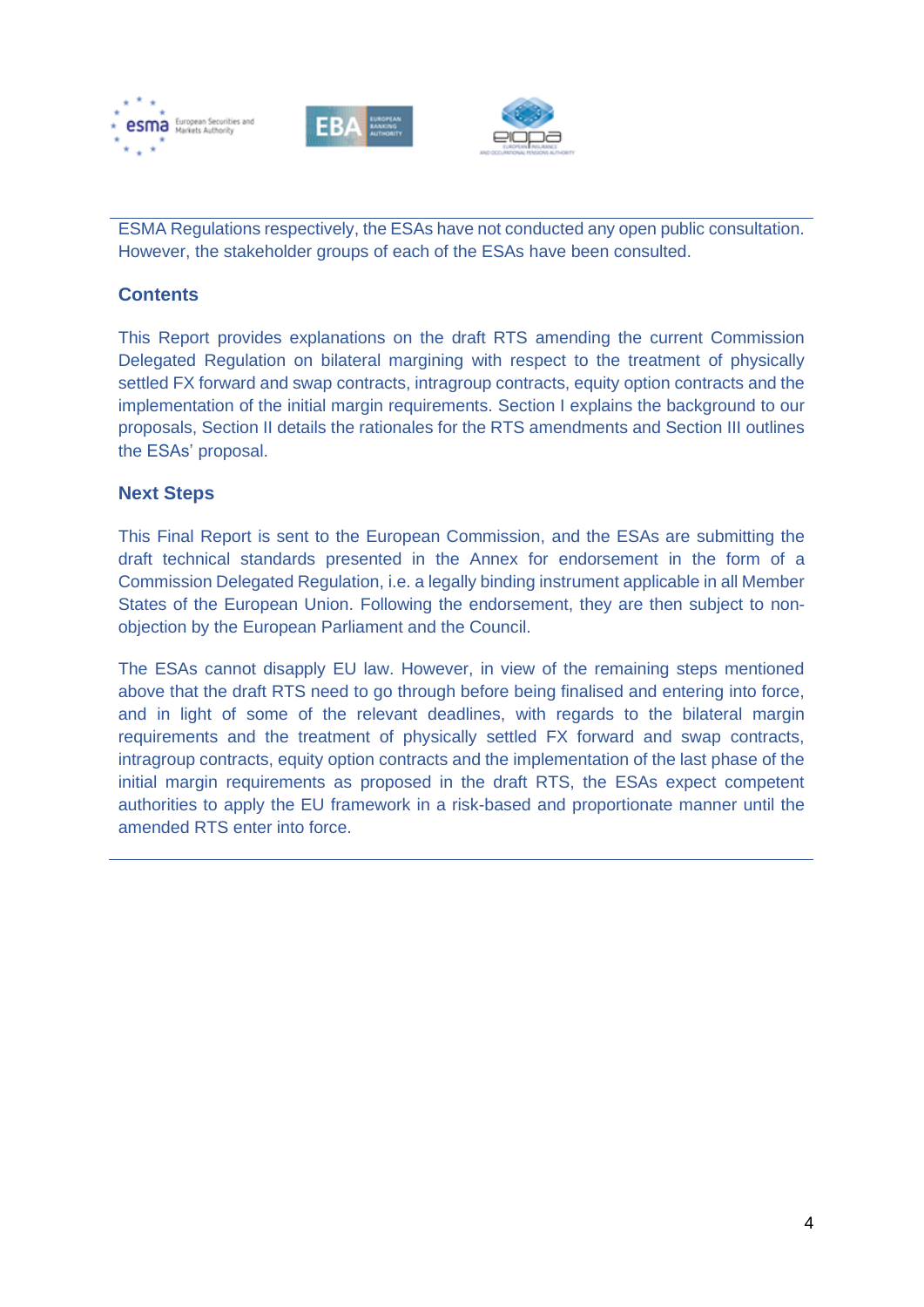ESMA Regulations respectively, the ESAs have not conducted any open public consultation. However, the stakeholder groups of each of the ESAs have been consulted.

## Contents

This Report provides explanations on the draft RTS amending the current Commission Delegated Regulation on bilateral margining with respect to the treatment of physically settled FX forward and swap contracts, intragroup contracts, equity option contracts and the implementation of the initial margin requirements. Section I explains the background to our proposals, Section II details the rationales for the RTS amendments and Section III outlines the ESAs' proposal.

## Next Steps

This Final Report is sent to the European Commission, and the ESAs are submitting the draft technical standards presented in the Annex for endorsement in the form of a Commission Delegated Regulation, i.e. a legally binding instrument applicable in all Member States of the European Union. Following the endorsement, they are then subject to non-objection by the European Parliament and the Council.

The ESAs cannot disapply EU law. However, in view of the remaining steps mentioned above that the draft RTS need to go through before being finalised and entering into force, and in light of some of the relevant deadlines, with regards to the bilateral margin requirements and the treatment of physically settled FX forward and swap contracts, intragroup contracts, equity option contracts and the implementation of the last phase of the initial margin requirements as proposed in the draft RTS, the ESAs expect competent authorities to apply the EU framework in a risk-based and proportionate manner until the amended RTS enter into force.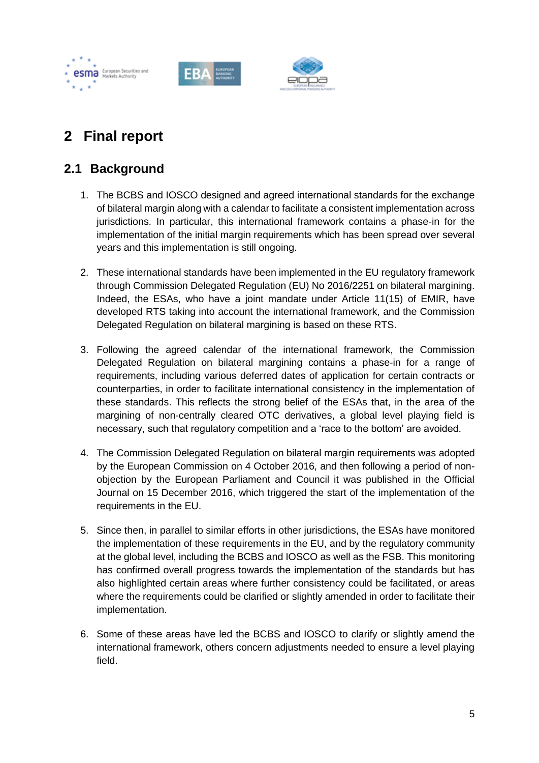## 2 Final report

### 2.1 Background

1. The BCBS and IOSCO designed and agreed international standards for the exchange of bilateral margin along with a calendar to facilitate a consistent implementation across jurisdictions. In particular, this international framework contains a phase-in for the implementation of the initial margin requirements which has been spread over several years and this implementation is still ongoing.

2. These international standards have been implemented in the EU regulatory framework through Commission Delegated Regulation (EU) No 2016/2251 on bilateral margining. Indeed, the ESAs, who have a joint mandate under Article 11(15) of EMIR, have developed RTS taking into account the international framework, and the Commission Delegated Regulation on bilateral margining is based on these RTS.

3. Following the agreed calendar of the international framework, the Commission Delegated Regulation on bilateral margining contains a phase-in for a range of requirements, including various deferred dates of application for certain contracts or counterparties, in order to facilitate international consistency in the implementation of these standards. This reflects the strong belief of the ESAs that, in the area of the margining of non-centrally cleared OTC derivatives, a global level playing field is necessary, such that regulatory competition and a 'race to the bottom' are avoided.

4. The Commission Delegated Regulation on bilateral margin requirements was adopted by the European Commission on 4 October 2016, and then following a period of non-objection by the European Parliament and Council it was published in the Official Journal on 15 December 2016, which triggered the start of the implementation of the requirements in the EU.

5. Since then, in parallel to similar efforts in other jurisdictions, the ESAs have monitored the implementation of these requirements in the EU, and by the regulatory community at the global level, including the BCBS and IOSCO as well as the FSB. This monitoring has confirmed overall progress towards the implementation of the standards but has also highlighted certain areas where further consistency could be facilitated, or areas where the requirements could be clarified or slightly amended in order to facilitate their implementation.

6. Some of these areas have led the BCBS and IOSCO to clarify or slightly amend the international framework, others concern adjustments needed to ensure a level playing field.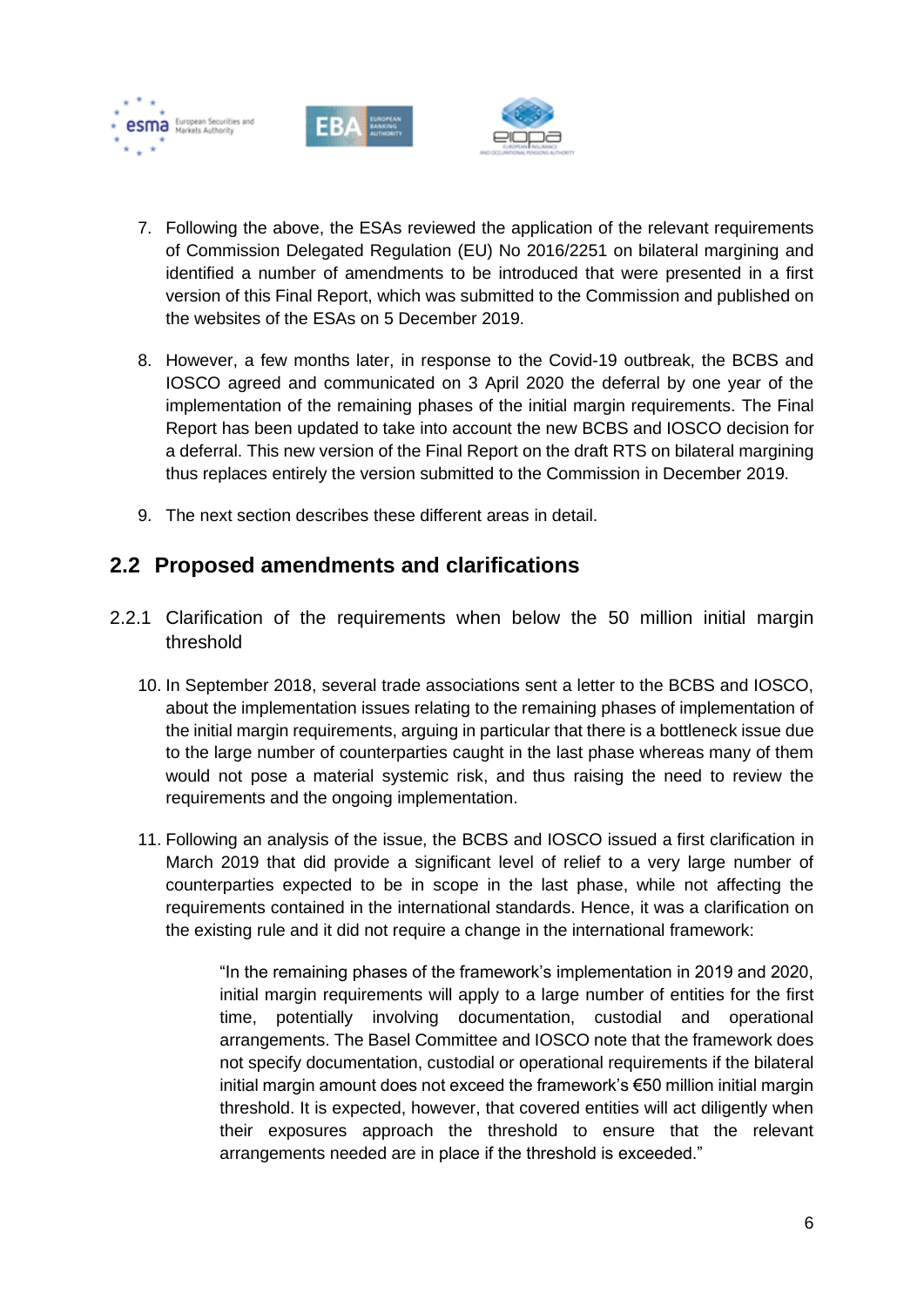7. Following the above, the ESAs reviewed the application of the relevant requirements of Commission Delegated Regulation (EU) No 2016/2251 on bilateral margining and identified a number of amendments to be introduced that were presented in a first version of this Final Report, which was submitted to the Commission and published on the websites of the ESAs on 5 December 2019.

8. However, a few months later, in response to the Covid-19 outbreak, the BCBS and IOSCO agreed and communicated on 3 April 2020 the deferral by one year of the implementation of the remaining phases of the initial margin requirements. The Final Report has been updated to take into account the new BCBS and IOSCO decision for a deferral. This new version of the Final Report on the draft RTS on bilateral margining thus replaces entirely the version submitted to the Commission in December 2019.

9. The next section describes these different areas in detail.

## 2.2 Proposed amendments and clarifications

### 2.2.1 Clarification of the requirements when below the 50 million initial margin threshold

10. In September 2018, several trade associations sent a letter to the BCBS and IOSCO, about the implementation issues relating to the remaining phases of implementation of the initial margin requirements, arguing in particular that there is a bottleneck issue due to the large number of counterparties caught in the last phase whereas many of them would not pose a material systemic risk, and thus raising the need to review the requirements and the ongoing implementation.

11. Following an analysis of the issue, the BCBS and IOSCO issued a first clarification in March 2019 that did provide a significant level of relief to a very large number of counterparties expected to be in scope in the last phase, while not affecting the requirements contained in the international standards. Hence, it was a clarification on the existing rule and it did not require a change in the international framework:

> "In the remaining phases of the framework's implementation in 2019 and 2020, initial margin requirements will apply to a large number of entities for the first time, potentially involving documentation, custodial and operational arrangements. The Basel Committee and IOSCO note that the framework does not specify documentation, custodial or operational requirements if the bilateral initial margin amount does not exceed the framework's €50 million initial margin threshold. It is expected, however, that covered entities will act diligently when their exposures approach the threshold to ensure that the relevant arrangements needed are in place if the threshold is exceeded."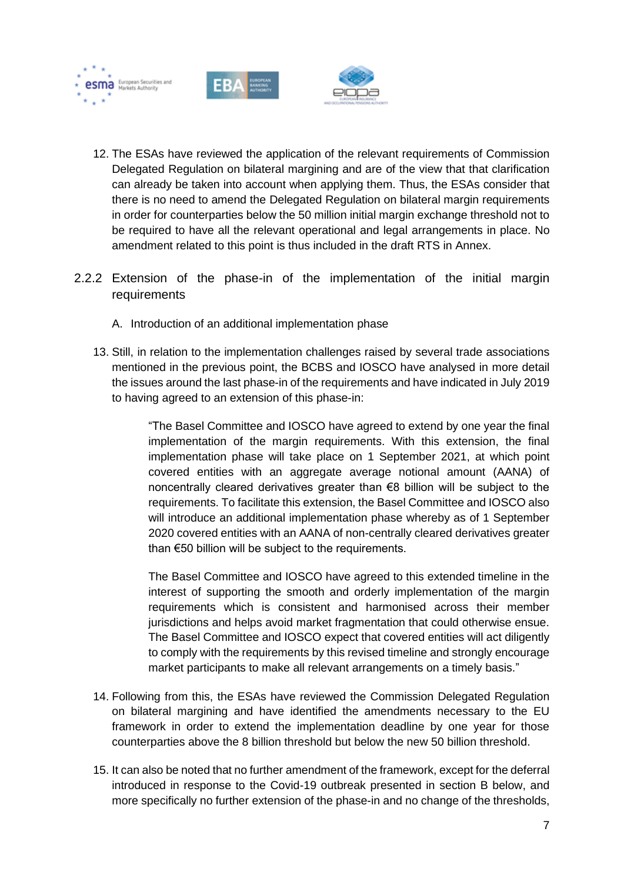12. The ESAs have reviewed the application of the relevant requirements of Commission Delegated Regulation on bilateral margining and are of the view that that clarification can already be taken into account when applying them. Thus, the ESAs consider that there is no need to amend the Delegated Regulation on bilateral margin requirements in order for counterparties below the 50 million initial margin exchange threshold not to be required to have all the relevant operational and legal arrangements in place. No amendment related to this point is thus included in the draft RTS in Annex.

### 2.2.2 Extension of the phase-in of the implementation of the initial margin requirements

A. Introduction of an additional implementation phase

13. Still, in relation to the implementation challenges raised by several trade associations mentioned in the previous point, the BCBS and IOSCO have analysed in more detail the issues around the last phase-in of the requirements and have indicated in July 2019 to having agreed to an extension of this phase-in:

> "The Basel Committee and IOSCO have agreed to extend by one year the final implementation of the margin requirements. With this extension, the final implementation phase will take place on 1 September 2021, at which point covered entities with an aggregate average notional amount (AANA) of noncentrally cleared derivatives greater than €8 billion will be subject to the requirements. To facilitate this extension, the Basel Committee and IOSCO also will introduce an additional implementation phase whereby as of 1 September 2020 covered entities with an AANA of non-centrally cleared derivatives greater than €50 billion will be subject to the requirements.
>
> The Basel Committee and IOSCO have agreed to this extended timeline in the interest of supporting the smooth and orderly implementation of the margin requirements which is consistent and harmonised across their member jurisdictions and helps avoid market fragmentation that could otherwise ensue. The Basel Committee and IOSCO expect that covered entities will act diligently to comply with the requirements by this revised timeline and strongly encourage market participants to make all relevant arrangements on a timely basis."

14. Following from this, the ESAs have reviewed the Commission Delegated Regulation on bilateral margining and have identified the amendments necessary to the EU framework in order to extend the implementation deadline by one year for those counterparties above the 8 billion threshold but below the new 50 billion threshold.

15. It can also be noted that no further amendment of the framework, except for the deferral introduced in response to the Covid-19 outbreak presented in section B below, and more specifically no further extension of the phase-in and no change of the thresholds,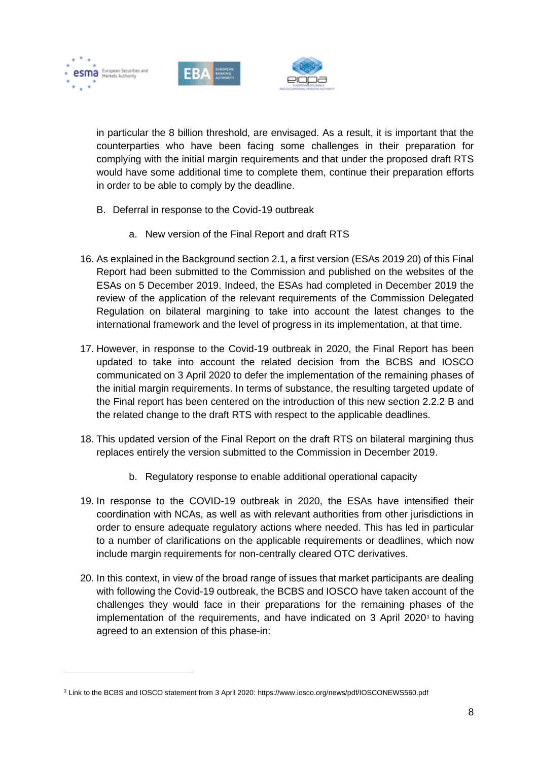in particular the 8 billion threshold, are envisaged. As a result, it is important that the counterparties who have been facing some challenges in their preparation for complying with the initial margin requirements and that under the proposed draft RTS would have some additional time to complete them, continue their preparation efforts in order to be able to comply by the deadline.

B. Deferral in response to the Covid-19 outbreak

a. New version of the Final Report and draft RTS

16. As explained in the Background section 2.1, a first version (ESAs 2019 20) of this Final Report had been submitted to the Commission and published on the websites of the ESAs on 5 December 2019. Indeed, the ESAs had completed in December 2019 the review of the application of the relevant requirements of the Commission Delegated Regulation on bilateral margining to take into account the latest changes to the international framework and the level of progress in its implementation, at that time.

17. However, in response to the Covid-19 outbreak in 2020, the Final Report has been updated to take into account the related decision from the BCBS and IOSCO communicated on 3 April 2020 to defer the implementation of the remaining phases of the initial margin requirements. In terms of substance, the resulting targeted update of the Final report has been centered on the introduction of this new section 2.2.2 B and the related change to the draft RTS with respect to the applicable deadlines.

18. This updated version of the Final Report on the draft RTS on bilateral margining thus replaces entirely the version submitted to the Commission in December 2019.

b. Regulatory response to enable additional operational capacity

19. In response to the COVID-19 outbreak in 2020, the ESAs have intensified their coordination with NCAs, as well as with relevant authorities from other jurisdictions in order to ensure adequate regulatory actions where needed. This has led in particular to a number of clarifications on the applicable requirements or deadlines, which now include margin requirements for non-centrally cleared OTC derivatives.

20. In this context, in view of the broad range of issues that market participants are dealing with following the Covid-19 outbreak, the BCBS and IOSCO have taken account of the challenges they would face in their preparations for the remaining phases of the implementation of the requirements, and have indicated on 3 April 2020[3] to having agreed to an extension of this phase-in:

---

[3] Link to the BCBS and IOSCO statement from 3 April 2020: https://www.iosco.org/news/pdf/IOSCONEWS560.pdf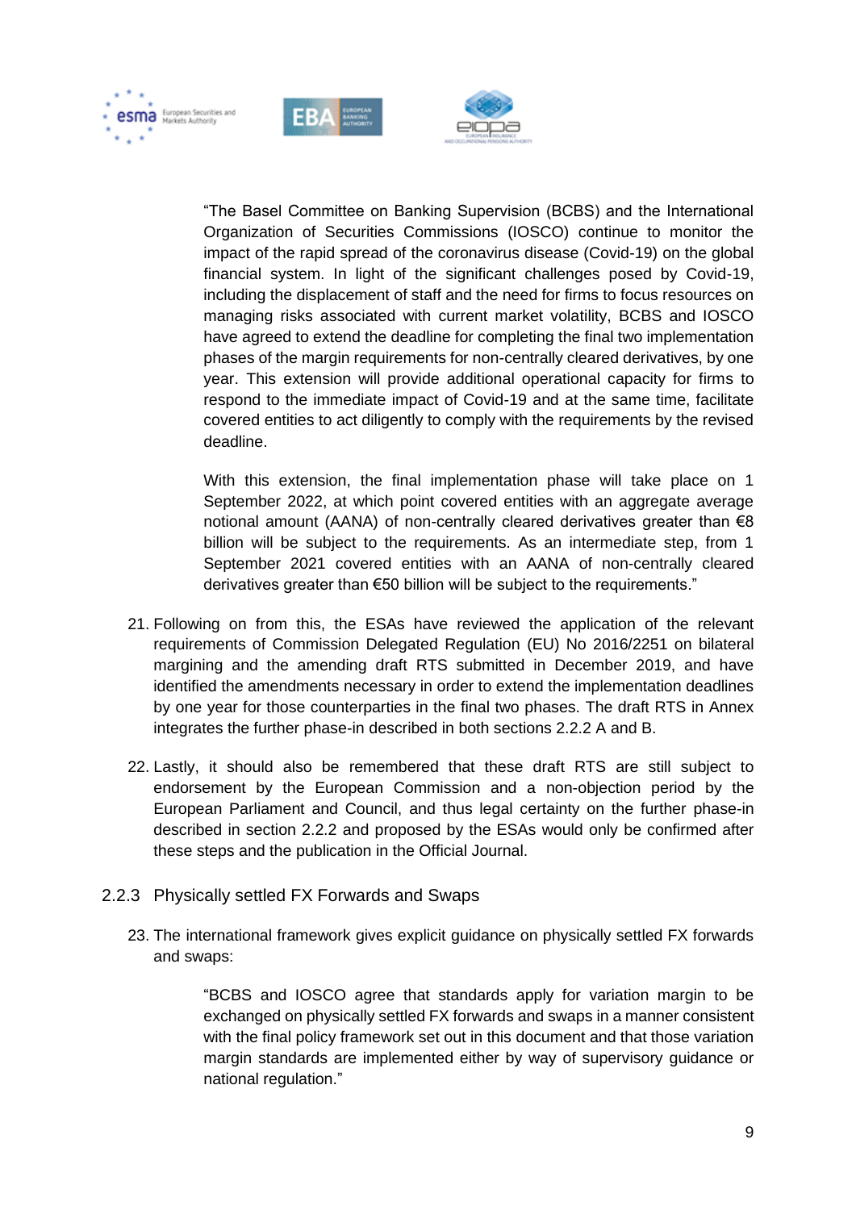> "The Basel Committee on Banking Supervision (BCBS) and the International Organization of Securities Commissions (IOSCO) continue to monitor the impact of the rapid spread of the coronavirus disease (Covid-19) on the global financial system. In light of the significant challenges posed by Covid-19, including the displacement of staff and the need for firms to focus resources on managing risks associated with current market volatility, BCBS and IOSCO have agreed to extend the deadline for completing the final two implementation phases of the margin requirements for non-centrally cleared derivatives, by one year. This extension will provide additional operational capacity for firms to respond to the immediate impact of Covid-19 and at the same time, facilitate covered entities to act diligently to comply with the requirements by the revised deadline.
>
> With this extension, the final implementation phase will take place on 1 September 2022, at which point covered entities with an aggregate average notional amount (AANA) of non-centrally cleared derivatives greater than €8 billion will be subject to the requirements. As an intermediate step, from 1 September 2021 covered entities with an AANA of non-centrally cleared derivatives greater than €50 billion will be subject to the requirements."

21. Following on from this, the ESAs have reviewed the application of the relevant requirements of Commission Delegated Regulation (EU) No 2016/2251 on bilateral margining and the amending draft RTS submitted in December 2019, and have identified the amendments necessary in order to extend the implementation deadlines by one year for those counterparties in the final two phases. The draft RTS in Annex integrates the further phase-in described in both sections 2.2.2 A and B.

22. Lastly, it should also be remembered that these draft RTS are still subject to endorsement by the European Commission and a non-objection period by the European Parliament and Council, and thus legal certainty on the further phase-in described in section 2.2.2 and proposed by the ESAs would only be confirmed after these steps and the publication in the Official Journal.

### 2.2.3 Physically settled FX Forwards and Swaps

23. The international framework gives explicit guidance on physically settled FX forwards and swaps:

> "BCBS and IOSCO agree that standards apply for variation margin to be exchanged on physically settled FX forwards and swaps in a manner consistent with the final policy framework set out in this document and that those variation margin standards are implemented either by way of supervisory guidance or national regulation."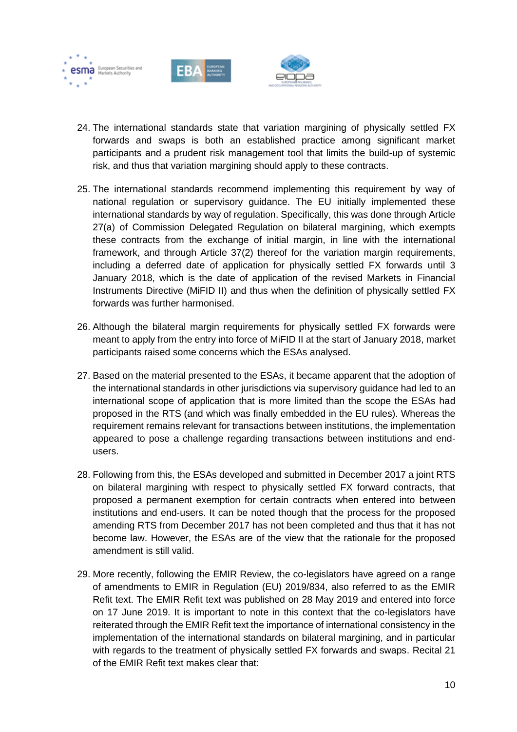24. The international standards state that variation margining of physically settled FX forwards and swaps is both an established practice among significant market participants and a prudent risk management tool that limits the build-up of systemic risk, and thus that variation margining should apply to these contracts.

25. The international standards recommend implementing this requirement by way of national regulation or supervisory guidance. The EU initially implemented these international standards by way of regulation. Specifically, this was done through Article 27(a) of Commission Delegated Regulation on bilateral margining, which exempts these contracts from the exchange of initial margin, in line with the international framework, and through Article 37(2) thereof for the variation margin requirements, including a deferred date of application for physically settled FX forwards until 3 January 2018, which is the date of application of the revised Markets in Financial Instruments Directive (MiFID II) and thus when the definition of physically settled FX forwards was further harmonised.

26. Although the bilateral margin requirements for physically settled FX forwards were meant to apply from the entry into force of MiFID II at the start of January 2018, market participants raised some concerns which the ESAs analysed.

27. Based on the material presented to the ESAs, it became apparent that the adoption of the international standards in other jurisdictions via supervisory guidance had led to an international scope of application that is more limited than the scope the ESAs had proposed in the RTS (and which was finally embedded in the EU rules). Whereas the requirement remains relevant for transactions between institutions, the implementation appeared to pose a challenge regarding transactions between institutions and end-users.

28. Following from this, the ESAs developed and submitted in December 2017 a joint RTS on bilateral margining with respect to physically settled FX forward contracts, that proposed a permanent exemption for certain contracts when entered into between institutions and end-users. It can be noted though that the process for the proposed amending RTS from December 2017 has not been completed and thus that it has not become law. However, the ESAs are of the view that the rationale for the proposed amendment is still valid.

29. More recently, following the EMIR Review, the co-legislators have agreed on a range of amendments to EMIR in Regulation (EU) 2019/834, also referred to as the EMIR Refit text. The EMIR Refit text was published on 28 May 2019 and entered into force on 17 June 2019. It is important to note in this context that the co-legislators have reiterated through the EMIR Refit text the importance of international consistency in the implementation of the international standards on bilateral margining, and in particular with regards to the treatment of physically settled FX forwards and swaps. Recital 21 of the EMIR Refit text makes clear that: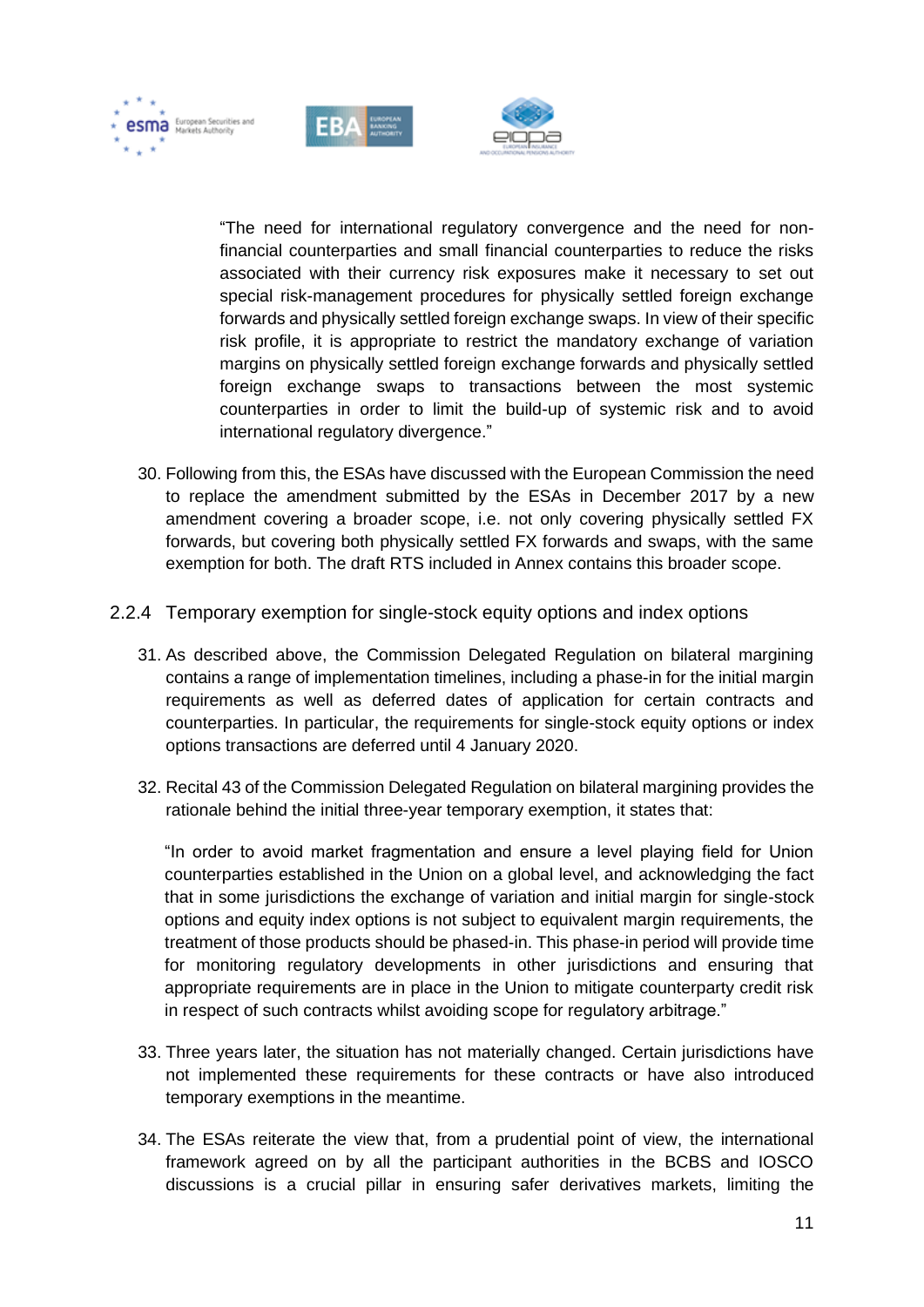"The need for international regulatory convergence and the need for non-financial counterparties and small financial counterparties to reduce the risks associated with their currency risk exposures make it necessary to set out special risk-management procedures for physically settled foreign exchange forwards and physically settled foreign exchange swaps. In view of their specific risk profile, it is appropriate to restrict the mandatory exchange of variation margins on physically settled foreign exchange forwards and physically settled foreign exchange swaps to transactions between the most systemic counterparties in order to limit the build-up of systemic risk and to avoid international regulatory divergence."

30. Following from this, the ESAs have discussed with the European Commission the need to replace the amendment submitted by the ESAs in December 2017 by a new amendment covering a broader scope, i.e. not only covering physically settled FX forwards, but covering both physically settled FX forwards and swaps, with the same exemption for both. The draft RTS included in Annex contains this broader scope.

### 2.2.4 Temporary exemption for single-stock equity options and index options

31. As described above, the Commission Delegated Regulation on bilateral margining contains a range of implementation timelines, including a phase-in for the initial margin requirements as well as deferred dates of application for certain contracts and counterparties. In particular, the requirements for single-stock equity options or index options transactions are deferred until 4 January 2020.

32. Recital 43 of the Commission Delegated Regulation on bilateral margining provides the rationale behind the initial three-year temporary exemption, it states that:

    "In order to avoid market fragmentation and ensure a level playing field for Union counterparties established in the Union on a global level, and acknowledging the fact that in some jurisdictions the exchange of variation and initial margin for single-stock options and equity index options is not subject to equivalent margin requirements, the treatment of those products should be phased-in. This phase-in period will provide time for monitoring regulatory developments in other jurisdictions and ensuring that appropriate requirements are in place in the Union to mitigate counterparty credit risk in respect of such contracts whilst avoiding scope for regulatory arbitrage."

33. Three years later, the situation has not materially changed. Certain jurisdictions have not implemented these requirements for these contracts or have also introduced temporary exemptions in the meantime.

34. The ESAs reiterate the view that, from a prudential point of view, the international framework agreed on by all the participant authorities in the BCBS and IOSCO discussions is a crucial pillar in ensuring safer derivatives markets, limiting the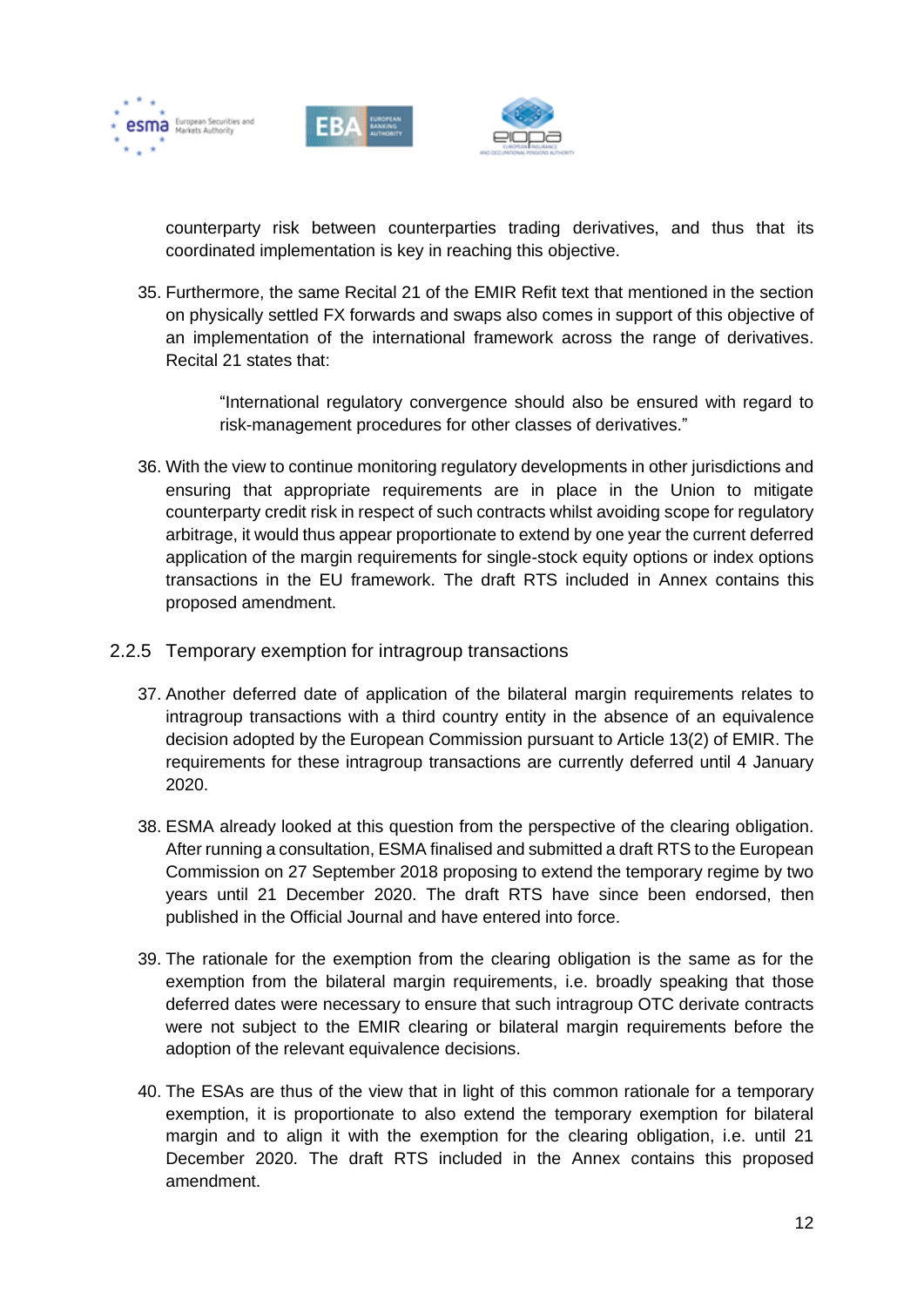counterparty risk between counterparties trading derivatives, and thus that its coordinated implementation is key in reaching this objective.

35. Furthermore, the same Recital 21 of the EMIR Refit text that mentioned in the section on physically settled FX forwards and swaps also comes in support of this objective of an implementation of the international framework across the range of derivatives. Recital 21 states that:

> "International regulatory convergence should also be ensured with regard to risk-management procedures for other classes of derivatives."

36. With the view to continue monitoring regulatory developments in other jurisdictions and ensuring that appropriate requirements are in place in the Union to mitigate counterparty credit risk in respect of such contracts whilst avoiding scope for regulatory arbitrage, it would thus appear proportionate to extend by one year the current deferred application of the margin requirements for single-stock equity options or index options transactions in the EU framework. The draft RTS included in Annex contains this proposed amendment.

### 2.2.5 Temporary exemption for intragroup transactions

37. Another deferred date of application of the bilateral margin requirements relates to intragroup transactions with a third country entity in the absence of an equivalence decision adopted by the European Commission pursuant to Article 13(2) of EMIR. The requirements for these intragroup transactions are currently deferred until 4 January 2020.

38. ESMA already looked at this question from the perspective of the clearing obligation. After running a consultation, ESMA finalised and submitted a draft RTS to the European Commission on 27 September 2018 proposing to extend the temporary regime by two years until 21 December 2020. The draft RTS have since been endorsed, then published in the Official Journal and have entered into force.

39. The rationale for the exemption from the clearing obligation is the same as for the exemption from the bilateral margin requirements, i.e. broadly speaking that those deferred dates were necessary to ensure that such intragroup OTC derivate contracts were not subject to the EMIR clearing or bilateral margin requirements before the adoption of the relevant equivalence decisions.

40. The ESAs are thus of the view that in light of this common rationale for a temporary exemption, it is proportionate to also extend the temporary exemption for bilateral margin and to align it with the exemption for the clearing obligation, i.e. until 21 December 2020. The draft RTS included in the Annex contains this proposed amendment.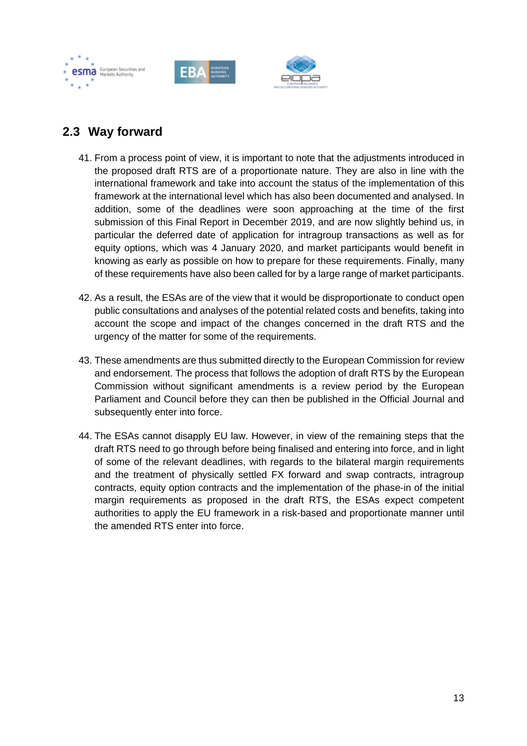## 2.3 Way forward

41. From a process point of view, it is important to note that the adjustments introduced in the proposed draft RTS are of a proportionate nature. They are also in line with the international framework and take into account the status of the implementation of this framework at the international level which has also been documented and analysed. In addition, some of the deadlines were soon approaching at the time of the first submission of this Final Report in December 2019, and are now slightly behind us, in particular the deferred date of application for intragroup transactions as well as for equity options, which was 4 January 2020, and market participants would benefit in knowing as early as possible on how to prepare for these requirements. Finally, many of these requirements have also been called for by a large range of market participants.

42. As a result, the ESAs are of the view that it would be disproportionate to conduct open public consultations and analyses of the potential related costs and benefits, taking into account the scope and impact of the changes concerned in the draft RTS and the urgency of the matter for some of the requirements.

43. These amendments are thus submitted directly to the European Commission for review and endorsement. The process that follows the adoption of draft RTS by the European Commission without significant amendments is a review period by the European Parliament and Council before they can then be published in the Official Journal and subsequently enter into force.

44. The ESAs cannot disapply EU law. However, in view of the remaining steps that the draft RTS need to go through before being finalised and entering into force, and in light of some of the relevant deadlines, with regards to the bilateral margin requirements and the treatment of physically settled FX forward and swap contracts, intragroup contracts, equity option contracts and the implementation of the phase-in of the initial margin requirements as proposed in the draft RTS, the ESAs expect competent authorities to apply the EU framework in a risk-based and proportionate manner until the amended RTS enter into force.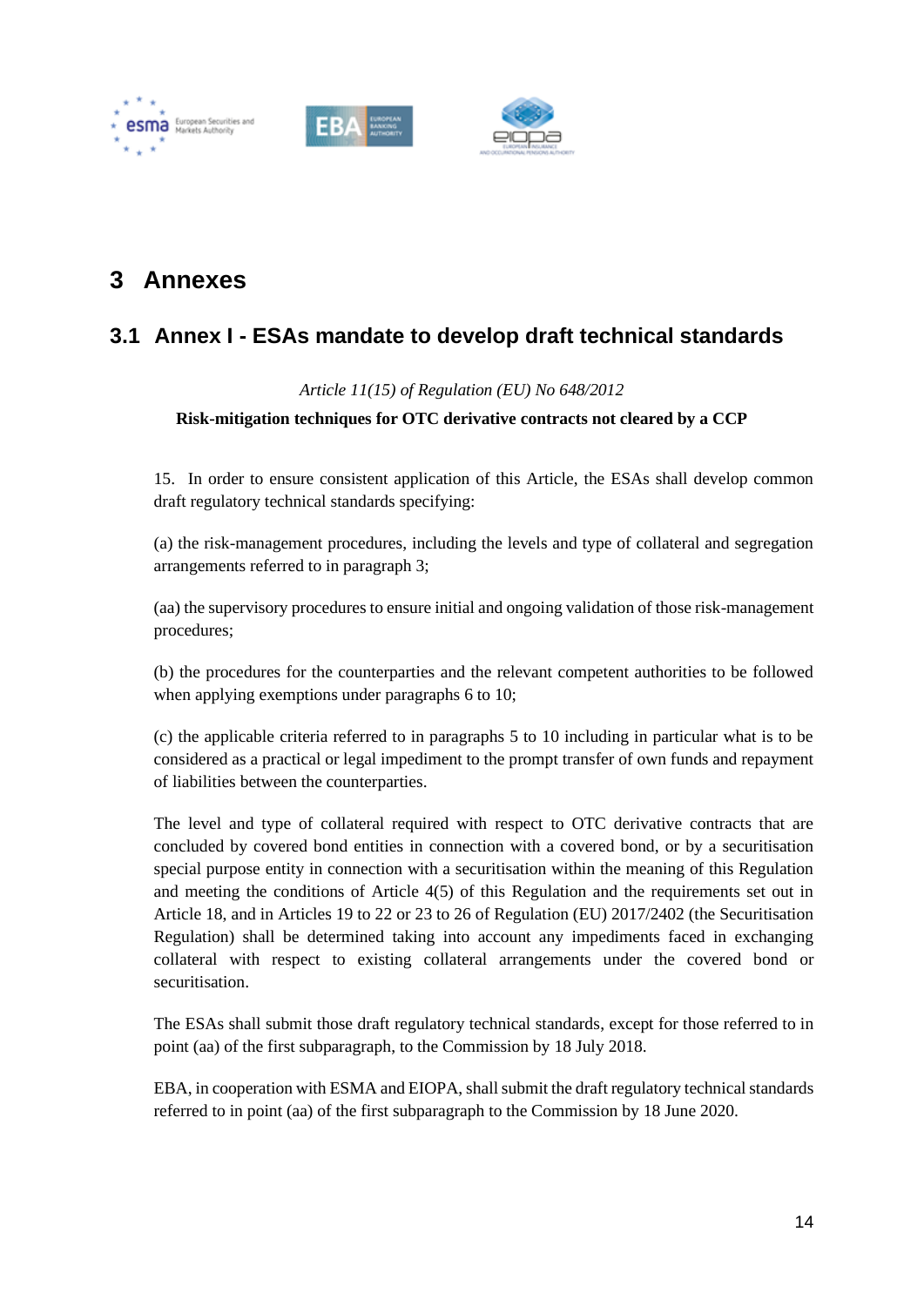# 3 Annexes

## 3.1 Annex I - ESAs mandate to develop draft technical standards

*Article 11(15) of Regulation (EU) No 648/2012*

**Risk-mitigation techniques for OTC derivative contracts not cleared by a CCP**

15. In order to ensure consistent application of this Article, the ESAs shall develop common draft regulatory technical standards specifying:

(a) the risk-management procedures, including the levels and type of collateral and segregation arrangements referred to in paragraph 3;

(aa) the supervisory procedures to ensure initial and ongoing validation of those risk-management procedures;

(b) the procedures for the counterparties and the relevant competent authorities to be followed when applying exemptions under paragraphs 6 to 10;

(c) the applicable criteria referred to in paragraphs 5 to 10 including in particular what is to be considered as a practical or legal impediment to the prompt transfer of own funds and repayment of liabilities between the counterparties.

The level and type of collateral required with respect to OTC derivative contracts that are concluded by covered bond entities in connection with a covered bond, or by a securitisation special purpose entity in connection with a securitisation within the meaning of this Regulation and meeting the conditions of Article 4(5) of this Regulation and the requirements set out in Article 18, and in Articles 19 to 22 or 23 to 26 of Regulation (EU) 2017/2402 (the Securitisation Regulation) shall be determined taking into account any impediments faced in exchanging collateral with respect to existing collateral arrangements under the covered bond or securitisation.

The ESAs shall submit those draft regulatory technical standards, except for those referred to in point (aa) of the first subparagraph, to the Commission by 18 July 2018.

EBA, in cooperation with ESMA and EIOPA, shall submit the draft regulatory technical standards referred to in point (aa) of the first subparagraph to the Commission by 18 June 2020.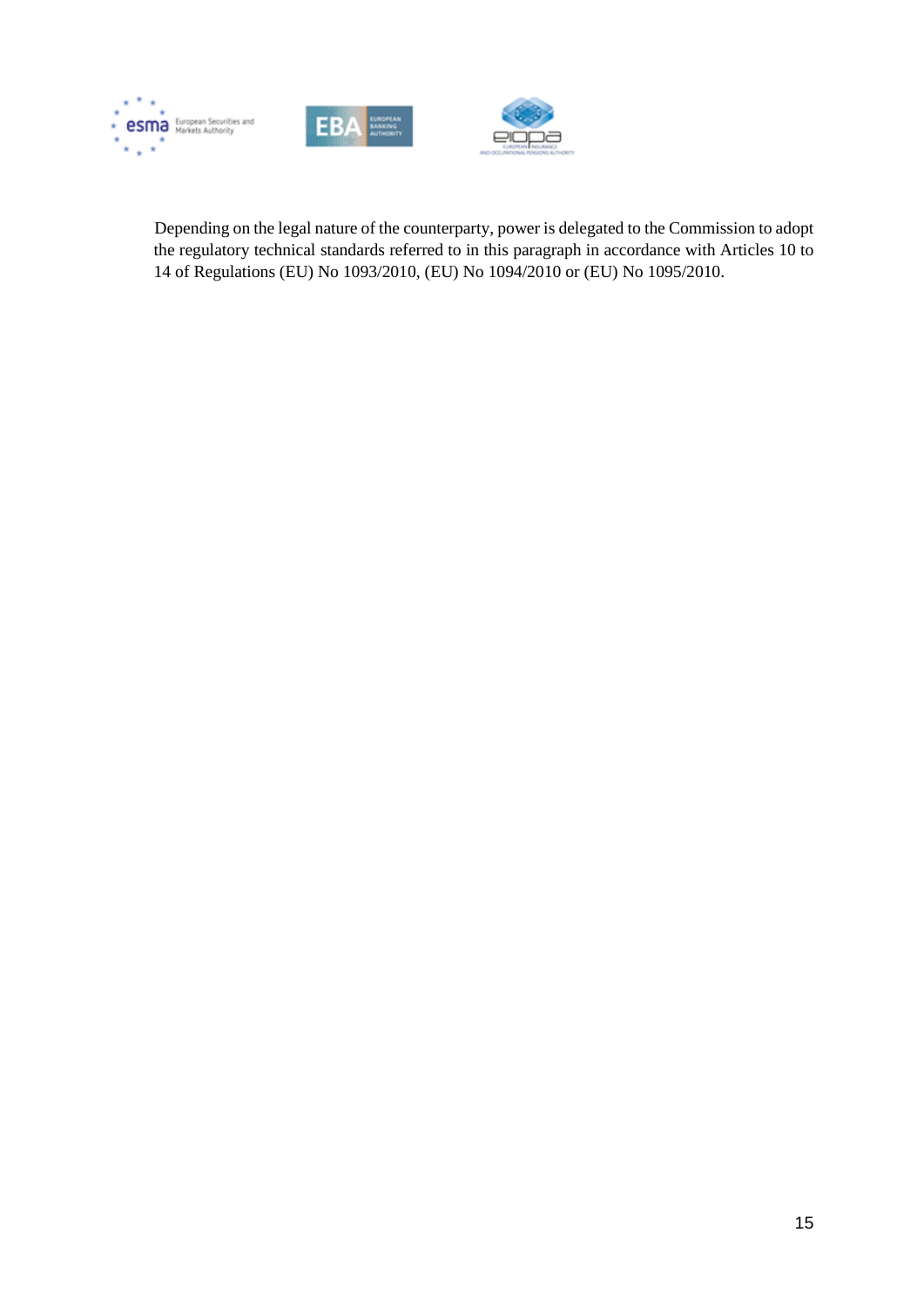Depending on the legal nature of the counterparty, power is delegated to the Commission to adopt the regulatory technical standards referred to in this paragraph in accordance with Articles 10 to 14 of Regulations (EU) No 1093/2010, (EU) No 1094/2010 or (EU) No 1095/2010.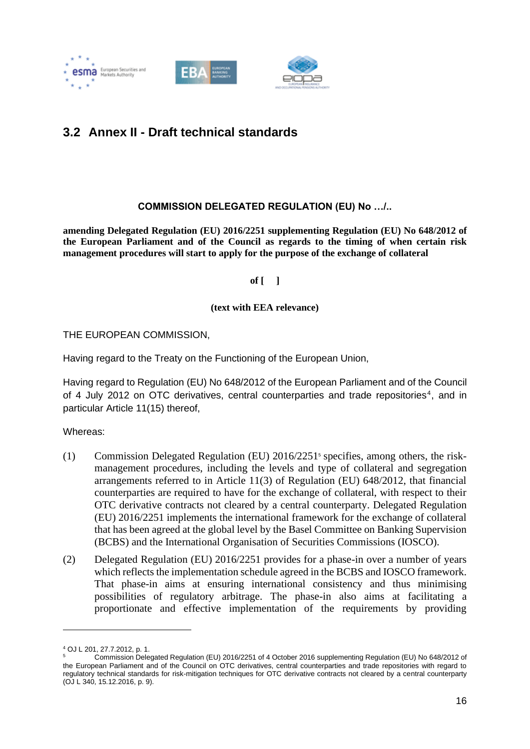## 3.2 Annex II - Draft technical standards

**COMMISSION DELEGATED REGULATION (EU) No …/..**

**amending Delegated Regulation (EU) 2016/2251 supplementing Regulation (EU) No 648/2012 of the European Parliament and of the Council as regards to the timing of when certain risk management procedures will start to apply for the purpose of the exchange of collateral**

**of [ ]**

**(text with EEA relevance)**

THE EUROPEAN COMMISSION,

Having regard to the Treaty on the Functioning of the European Union,

Having regard to Regulation (EU) No 648/2012 of the European Parliament and of the Council of 4 July 2012 on OTC derivatives, central counterparties and trade repositories[4], and in particular Article 11(15) thereof,

Whereas:

(1) Commission Delegated Regulation (EU) 2016/2251[5] specifies, among others, the risk-management procedures, including the levels and type of collateral and segregation arrangements referred to in Article 11(3) of Regulation (EU) 648/2012, that financial counterparties are required to have for the exchange of collateral, with respect to their OTC derivative contracts not cleared by a central counterparty. Delegated Regulation (EU) 2016/2251 implements the international framework for the exchange of collateral that has been agreed at the global level by the Basel Committee on Banking Supervision (BCBS) and the International Organisation of Securities Commissions (IOSCO).

(2) Delegated Regulation (EU) 2016/2251 provides for a phase-in over a number of years which reflects the implementation schedule agreed in the BCBS and IOSCO framework. That phase-in aims at ensuring international consistency and thus minimising possibilities of regulatory arbitrage. The phase-in also aims at facilitating a proportionate and effective implementation of the requirements by providing

---

[4] OJ L 201, 27.7.2012, p. 1.

[5] Commission Delegated Regulation (EU) 2016/2251 of 4 October 2016 supplementing Regulation (EU) No 648/2012 of the European Parliament and of the Council on OTC derivatives, central counterparties and trade repositories with regard to regulatory technical standards for risk-mitigation techniques for OTC derivative contracts not cleared by a central counterparty (OJ L 340, 15.12.2016, p. 9).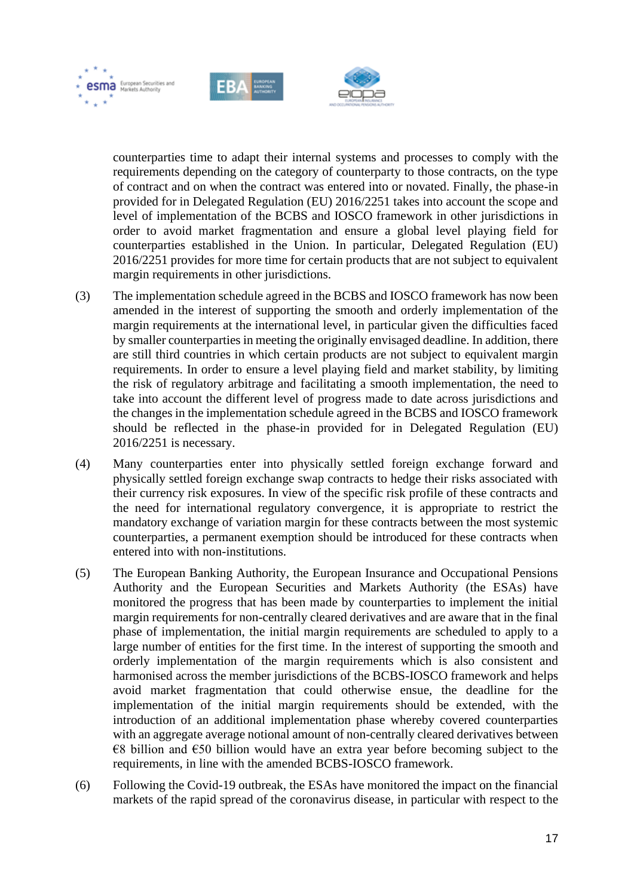counterparties time to adapt their internal systems and processes to comply with the requirements depending on the category of counterparty to those contracts, on the type of contract and on when the contract was entered into or novated. Finally, the phase-in provided for in Delegated Regulation (EU) 2016/2251 takes into account the scope and level of implementation of the BCBS and IOSCO framework in other jurisdictions in order to avoid market fragmentation and ensure a global level playing field for counterparties established in the Union. In particular, Delegated Regulation (EU) 2016/2251 provides for more time for certain products that are not subject to equivalent margin requirements in other jurisdictions.

(3) The implementation schedule agreed in the BCBS and IOSCO framework has now been amended in the interest of supporting the smooth and orderly implementation of the margin requirements at the international level, in particular given the difficulties faced by smaller counterparties in meeting the originally envisaged deadline. In addition, there are still third countries in which certain products are not subject to equivalent margin requirements. In order to ensure a level playing field and market stability, by limiting the risk of regulatory arbitrage and facilitating a smooth implementation, the need to take into account the different level of progress made to date across jurisdictions and the changes in the implementation schedule agreed in the BCBS and IOSCO framework should be reflected in the phase-in provided for in Delegated Regulation (EU) 2016/2251 is necessary.

(4) Many counterparties enter into physically settled foreign exchange forward and physically settled foreign exchange swap contracts to hedge their risks associated with their currency risk exposures. In view of the specific risk profile of these contracts and the need for international regulatory convergence, it is appropriate to restrict the mandatory exchange of variation margin for these contracts between the most systemic counterparties, a permanent exemption should be introduced for these contracts when entered into with non-institutions.

(5) The European Banking Authority, the European Insurance and Occupational Pensions Authority and the European Securities and Markets Authority (the ESAs) have monitored the progress that has been made by counterparties to implement the initial margin requirements for non-centrally cleared derivatives and are aware that in the final phase of implementation, the initial margin requirements are scheduled to apply to a large number of entities for the first time. In the interest of supporting the smooth and orderly implementation of the margin requirements which is also consistent and harmonised across the member jurisdictions of the BCBS-IOSCO framework and helps avoid market fragmentation that could otherwise ensue, the deadline for the implementation of the initial margin requirements should be extended, with the introduction of an additional implementation phase whereby covered counterparties with an aggregate average notional amount of non-centrally cleared derivatives between €8 billion and €50 billion would have an extra year before becoming subject to the requirements, in line with the amended BCBS-IOSCO framework.

(6) Following the Covid-19 outbreak, the ESAs have monitored the impact on the financial markets of the rapid spread of the coronavirus disease, in particular with respect to the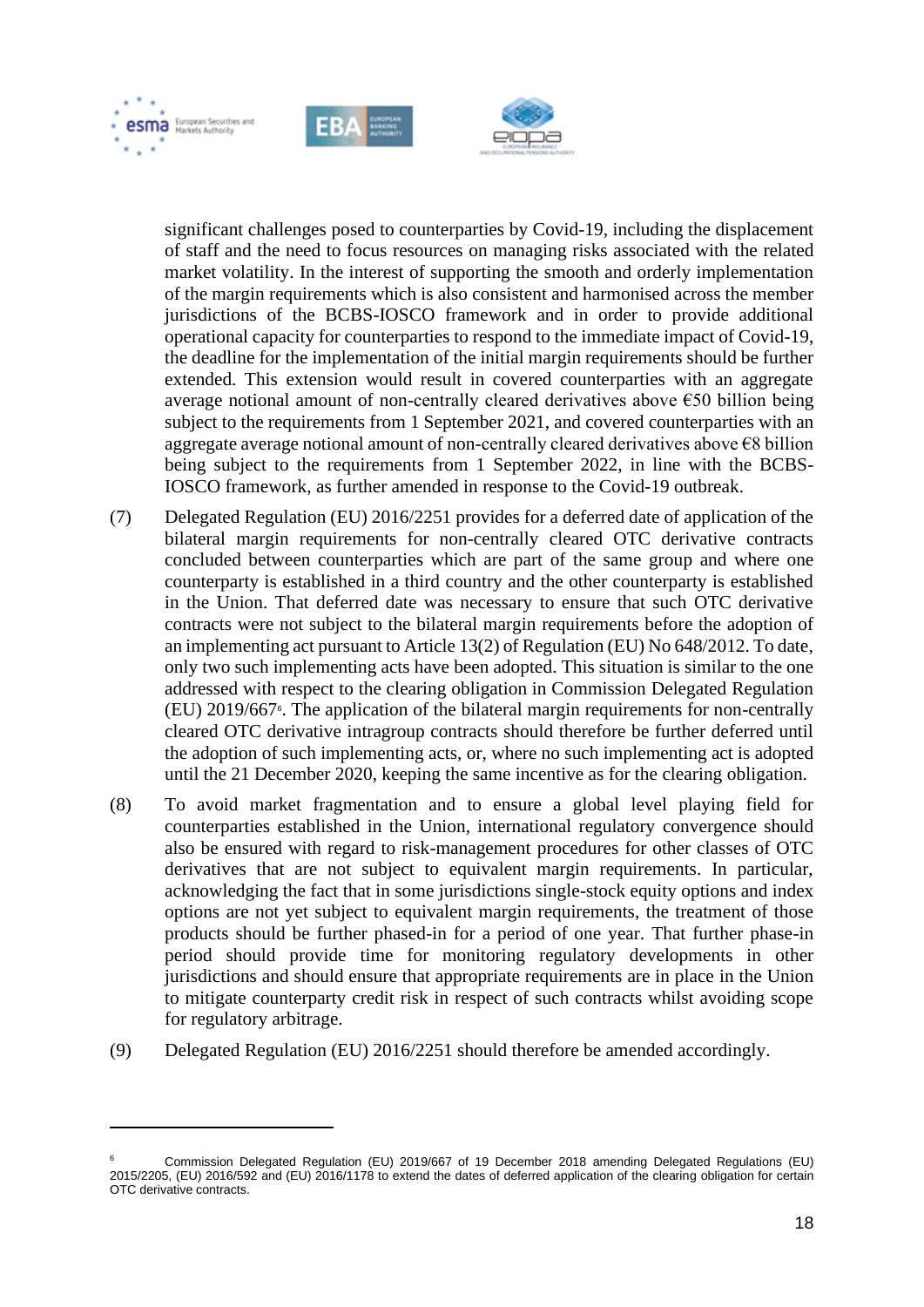significant challenges posed to counterparties by Covid-19, including the displacement of staff and the need to focus resources on managing risks associated with the related market volatility. In the interest of supporting the smooth and orderly implementation of the margin requirements which is also consistent and harmonised across the member jurisdictions of the BCBS-IOSCO framework and in order to provide additional operational capacity for counterparties to respond to the immediate impact of Covid-19, the deadline for the implementation of the initial margin requirements should be further extended. This extension would result in covered counterparties with an aggregate average notional amount of non-centrally cleared derivatives above €50 billion being subject to the requirements from 1 September 2021, and covered counterparties with an aggregate average notional amount of non-centrally cleared derivatives above €8 billion being subject to the requirements from 1 September 2022, in line with the BCBS-IOSCO framework, as further amended in response to the Covid-19 outbreak.

(7) Delegated Regulation (EU) 2016/2251 provides for a deferred date of application of the bilateral margin requirements for non-centrally cleared OTC derivative contracts concluded between counterparties which are part of the same group and where one counterparty is established in a third country and the other counterparty is established in the Union. That deferred date was necessary to ensure that such OTC derivative contracts were not subject to the bilateral margin requirements before the adoption of an implementing act pursuant to Article 13(2) of Regulation (EU) No 648/2012. To date, only two such implementing acts have been adopted. This situation is similar to the one addressed with respect to the clearing obligation in Commission Delegated Regulation (EU) 2019/667[6]. The application of the bilateral margin requirements for non-centrally cleared OTC derivative intragroup contracts should therefore be further deferred until the adoption of such implementing acts, or, where no such implementing act is adopted until the 21 December 2020, keeping the same incentive as for the clearing obligation.

(8) To avoid market fragmentation and to ensure a global level playing field for counterparties established in the Union, international regulatory convergence should also be ensured with regard to risk-management procedures for other classes of OTC derivatives that are not subject to equivalent margin requirements. In particular, acknowledging the fact that in some jurisdictions single-stock equity options and index options are not yet subject to equivalent margin requirements, the treatment of those products should be further phased-in for a period of one year. That further phase-in period should provide time for monitoring regulatory developments in other jurisdictions and should ensure that appropriate requirements are in place in the Union to mitigate counterparty credit risk in respect of such contracts whilst avoiding scope for regulatory arbitrage.

(9) Delegated Regulation (EU) 2016/2251 should therefore be amended accordingly.

---

[6] Commission Delegated Regulation (EU) 2019/667 of 19 December 2018 amending Delegated Regulations (EU) 2015/2205, (EU) 2016/592 and (EU) 2016/1178 to extend the dates of deferred application of the clearing obligation for certain OTC derivative contracts.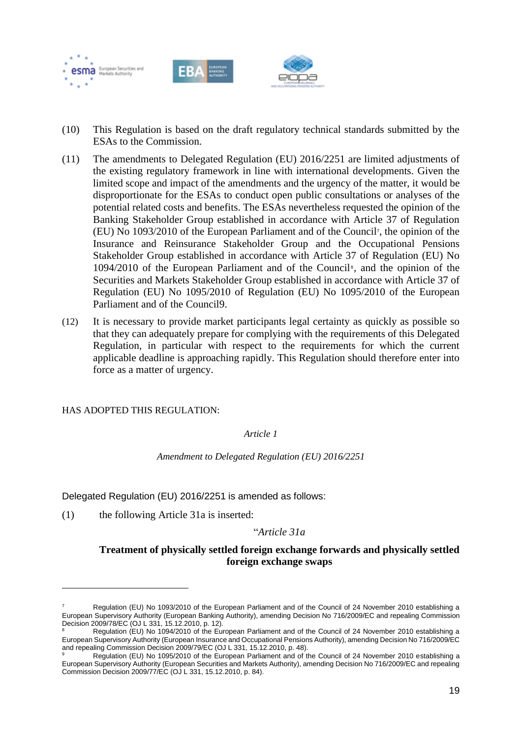(10) This Regulation is based on the draft regulatory technical standards submitted by the ESAs to the Commission.

(11) The amendments to Delegated Regulation (EU) 2016/2251 are limited adjustments of the existing regulatory framework in line with international developments. Given the limited scope and impact of the amendments and the urgency of the matter, it would be disproportionate for the ESAs to conduct open public consultations or analyses of the potential related costs and benefits. The ESAs nevertheless requested the opinion of the Banking Stakeholder Group established in accordance with Article 37 of Regulation (EU) No 1093/2010 of the European Parliament and of the Council[7], the opinion of the Insurance and Reinsurance Stakeholder Group and the Occupational Pensions Stakeholder Group established in accordance with Article 37 of Regulation (EU) No 1094/2010 of the European Parliament and of the Council[8], and the opinion of the Securities and Markets Stakeholder Group established in accordance with Article 37 of Regulation (EU) No 1095/2010 of Regulation (EU) No 1095/2010 of the European Parliament and of the Council9.

(12) It is necessary to provide market participants legal certainty as quickly as possible so that they can adequately prepare for complying with the requirements of this Delegated Regulation, in particular with respect to the requirements for which the current applicable deadline is approaching rapidly. This Regulation should therefore enter into force as a matter of urgency.

HAS ADOPTED THIS REGULATION:

*Article 1*

*Amendment to Delegated Regulation (EU) 2016/2251*

Delegated Regulation (EU) 2016/2251 is amended as follows:

(1) the following Article 31a is inserted:

"*Article 31a*

**Treatment of physically settled foreign exchange forwards and physically settled foreign exchange swaps**

---

[7] Regulation (EU) No 1093/2010 of the European Parliament and of the Council of 24 November 2010 establishing a European Supervisory Authority (European Banking Authority), amending Decision No 716/2009/EC and repealing Commission Decision 2009/78/EC (OJ L 331, 15.12.2010, p. 12).

[8] Regulation (EU) No 1094/2010 of the European Parliament and of the Council of 24 November 2010 establishing a European Supervisory Authority (European Insurance and Occupational Pensions Authority), amending Decision No 716/2009/EC and repealing Commission Decision 2009/79/EC (OJ L 331, 15.12.2010, p. 48).

[9] Regulation (EU) No 1095/2010 of the European Parliament and of the Council of 24 November 2010 establishing a European Supervisory Authority (European Securities and Markets Authority), amending Decision No 716/2009/EC and repealing Commission Decision 2009/77/EC (OJ L 331, 15.12.2010, p. 84).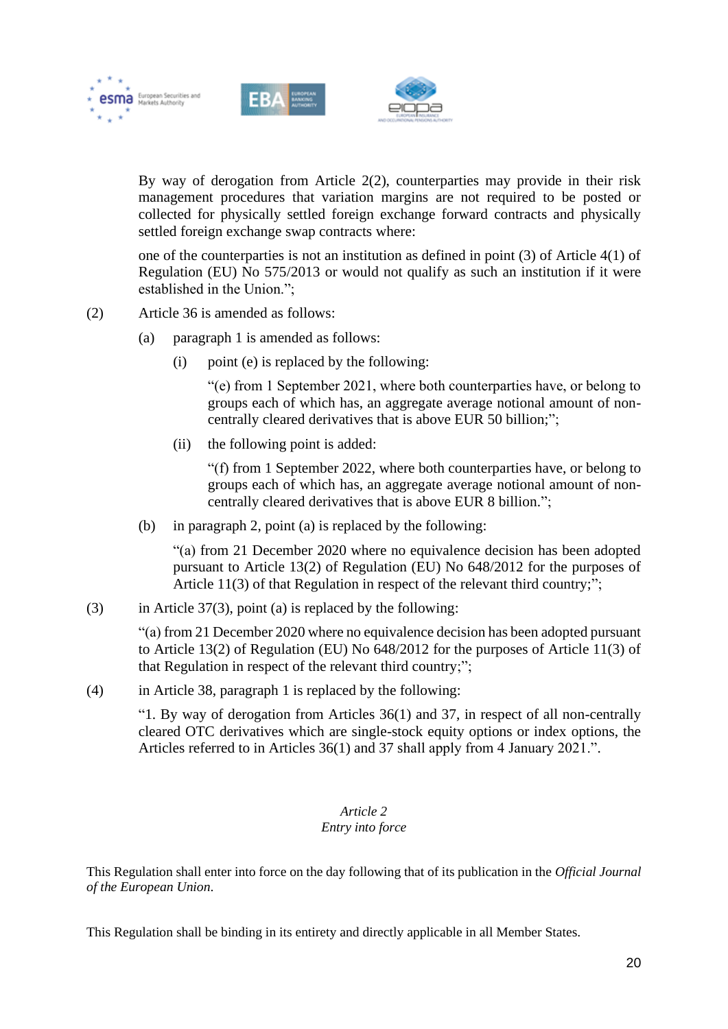By way of derogation from Article 2(2), counterparties may provide in their risk management procedures that variation margins are not required to be posted or collected for physically settled foreign exchange forward contracts and physically settled foreign exchange swap contracts where:

one of the counterparties is not an institution as defined in point (3) of Article 4(1) of Regulation (EU) No 575/2013 or would not qualify as such an institution if it were established in the Union.";

(2) Article 36 is amended as follows:

(a) paragraph 1 is amended as follows:

(i) point (e) is replaced by the following:

"(e) from 1 September 2021, where both counterparties have, or belong to groups each of which has, an aggregate average notional amount of non-centrally cleared derivatives that is above EUR 50 billion;";

(ii) the following point is added:

"(f) from 1 September 2022, where both counterparties have, or belong to groups each of which has, an aggregate average notional amount of non-centrally cleared derivatives that is above EUR 8 billion.";

(b) in paragraph 2, point (a) is replaced by the following:

"(a) from 21 December 2020 where no equivalence decision has been adopted pursuant to Article 13(2) of Regulation (EU) No 648/2012 for the purposes of Article 11(3) of that Regulation in respect of the relevant third country;";

(3) in Article 37(3), point (a) is replaced by the following:

"(a) from 21 December 2020 where no equivalence decision has been adopted pursuant to Article 13(2) of Regulation (EU) No 648/2012 for the purposes of Article 11(3) of that Regulation in respect of the relevant third country;";

(4) in Article 38, paragraph 1 is replaced by the following:

"1. By way of derogation from Articles 36(1) and 37, in respect of all non-centrally cleared OTC derivatives which are single-stock equity options or index options, the Articles referred to in Articles 36(1) and 37 shall apply from 4 January 2021.".

*Article 2*
*Entry into force*

This Regulation shall enter into force on the day following that of its publication in the *Official Journal of the European Union*.

This Regulation shall be binding in its entirety and directly applicable in all Member States.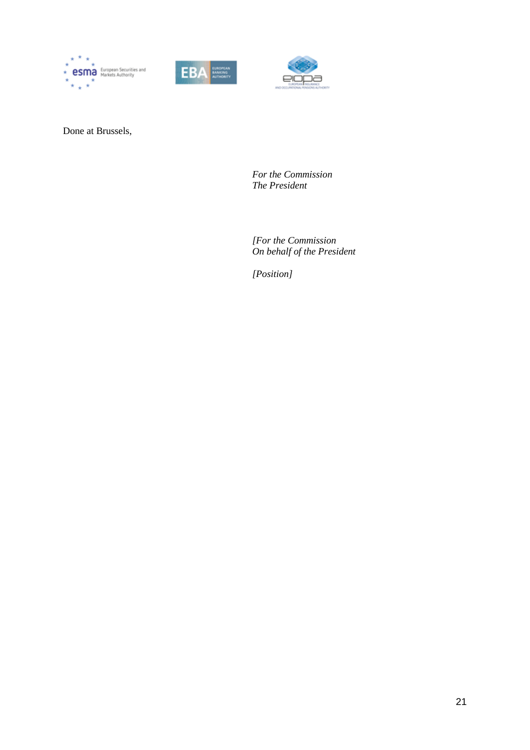Done at Brussels,

*For the Commission*
*The President*

*[For the Commission*
*On behalf of the President*

*[Position]*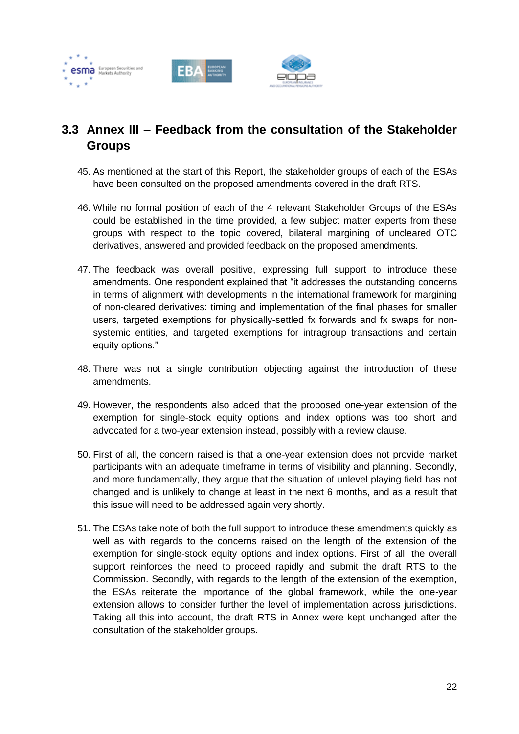## 3.3 Annex III – Feedback from the consultation of the Stakeholder Groups

45. As mentioned at the start of this Report, the stakeholder groups of each of the ESAs have been consulted on the proposed amendments covered in the draft RTS.

46. While no formal position of each of the 4 relevant Stakeholder Groups of the ESAs could be established in the time provided, a few subject matter experts from these groups with respect to the topic covered, bilateral margining of uncleared OTC derivatives, answered and provided feedback on the proposed amendments.

47. The feedback was overall positive, expressing full support to introduce these amendments. One respondent explained that "it addresses the outstanding concerns in terms of alignment with developments in the international framework for margining of non-cleared derivatives: timing and implementation of the final phases for smaller users, targeted exemptions for physically-settled fx forwards and fx swaps for non-systemic entities, and targeted exemptions for intragroup transactions and certain equity options."

48. There was not a single contribution objecting against the introduction of these amendments.

49. However, the respondents also added that the proposed one-year extension of the exemption for single-stock equity options and index options was too short and advocated for a two-year extension instead, possibly with a review clause.

50. First of all, the concern raised is that a one-year extension does not provide market participants with an adequate timeframe in terms of visibility and planning. Secondly, and more fundamentally, they argue that the situation of unlevel playing field has not changed and is unlikely to change at least in the next 6 months, and as a result that this issue will need to be addressed again very shortly.

51. The ESAs take note of both the full support to introduce these amendments quickly as well as with regards to the concerns raised on the length of the extension of the exemption for single-stock equity options and index options. First of all, the overall support reinforces the need to proceed rapidly and submit the draft RTS to the Commission. Secondly, with regards to the length of the extension of the exemption, the ESAs reiterate the importance of the global framework, while the one-year extension allows to consider further the level of implementation across jurisdictions. Taking all this into account, the draft RTS in Annex were kept unchanged after the consultation of the stakeholder groups.